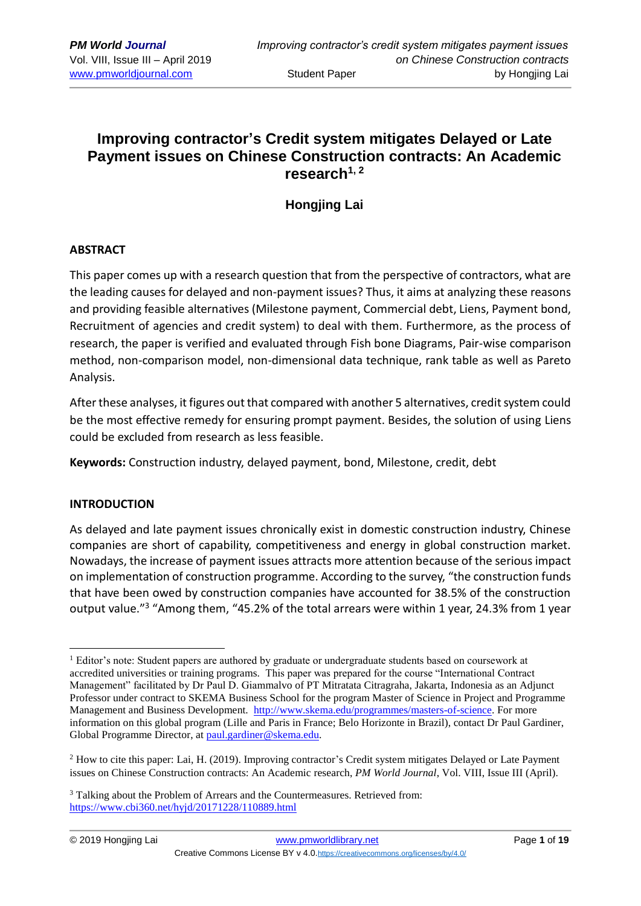# Improving contractor's Credit system mitigates Delayed or Late Payment issues on Chinese Construction contracts: An Academic research[1, 2]

## Hongjing Lai

### ABSTRACT

This paper comes up with a research question that from the perspective of contractors, what are the leading causes for delayed and non-payment issues? Thus, it aims at analyzing these reasons and providing feasible alternatives (Milestone payment, Commercial debt, Liens, Payment bond, Recruitment of agencies and credit system) to deal with them. Furthermore, as the process of research, the paper is verified and evaluated through Fish bone Diagrams, Pair-wise comparison method, non-comparison model, non-dimensional data technique, rank table as well as Pareto Analysis.

After these analyses, it figures out that compared with another 5 alternatives, credit system could be the most effective remedy for ensuring prompt payment. Besides, the solution of using Liens could be excluded from research as less feasible.

**Keywords:** Construction industry, delayed payment, bond, Milestone, credit, debt

### INTRODUCTION

As delayed and late payment issues chronically exist in domestic construction industry, Chinese companies are short of capability, competitiveness and energy in global construction market. Nowadays, the increase of payment issues attracts more attention because of the serious impact on implementation of construction programme. According to the survey, "the construction funds that have been owed by construction companies have accounted for 38.5% of the construction output value."[3] "Among them, "45.2% of the total arrears were within 1 year, 24.3% from 1 year

---

[1] Editor's note: Student papers are authored by graduate or undergraduate students based on coursework at accredited universities or training programs. This paper was prepared for the course "International Contract Management" facilitated by Dr Paul D. Giammalvo of PT Mitratata Citragraha, Jakarta, Indonesia as an Adjunct Professor under contract to SKEMA Business School for the program Master of Science in Project and Programme Management and Business Development. http://www.skema.edu/programmes/masters-of-science. For more information on this global program (Lille and Paris in France; Belo Horizonte in Brazil), contact Dr Paul Gardiner, Global Programme Director, at paul.gardiner@skema.edu.

[2] How to cite this paper: Lai, H. (2019). Improving contractor's Credit system mitigates Delayed or Late Payment issues on Chinese Construction contracts: An Academic research, *PM World Journal*, Vol. VIII, Issue III (April).

[3] Talking about the Problem of Arrears and the Countermeasures. Retrieved from: https://www.cbi360.net/hyjd/20171228/110889.html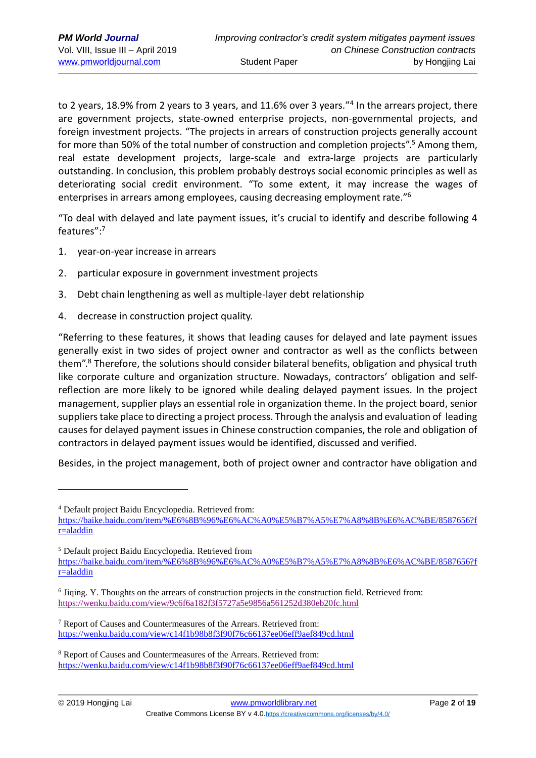to 2 years, 18.9% from 2 years to 3 years, and 11.6% over 3 years."[4] In the arrears project, there are government projects, state-owned enterprise projects, non-governmental projects, and foreign investment projects. "The projects in arrears of construction projects generally account for more than 50% of the total number of construction and completion projects".[5] Among them, real estate development projects, large-scale and extra-large projects are particularly outstanding. In conclusion, this problem probably destroys social economic principles as well as deteriorating social credit environment. "To some extent, it may increase the wages of enterprises in arrears among employees, causing decreasing employment rate."[6]

"To deal with delayed and late payment issues, it's crucial to identify and describe following 4 features":[7]

1. year-on-year increase in arrears
2. particular exposure in government investment projects
3. Debt chain lengthening as well as multiple-layer debt relationship
4. decrease in construction project quality.

"Referring to these features, it shows that leading causes for delayed and late payment issues generally exist in two sides of project owner and contractor as well as the conflicts between them".[8] Therefore, the solutions should consider bilateral benefits, obligation and physical truth like corporate culture and organization structure. Nowadays, contractors' obligation and self-reflection are more likely to be ignored while dealing delayed payment issues. In the project management, supplier plays an essential role in organization theme. In the project board, senior suppliers take place to directing a project process. Through the analysis and evaluation of leading causes for delayed payment issues in Chinese construction companies, the role and obligation of contractors in delayed payment issues would be identified, discussed and verified.

Besides, in the project management, both of project owner and contractor have obligation and

---

[4] Default project Baidu Encyclopedia. Retrieved from: https://baike.baidu.com/item/%E6%8B%96%E6%AC%A0%E5%B7%A5%E7%A8%8B%E6%AC%BE/8587656?fr=aladdin

[5] Default project Baidu Encyclopedia. Retrieved from https://baike.baidu.com/item/%E6%8B%96%E6%AC%A0%E5%B7%A5%E7%A8%8B%E6%AC%BE/8587656?fr=aladdin

[6] Jiqing. Y. Thoughts on the arrears of construction projects in the construction field. Retrieved from: https://wenku.baidu.com/view/9c6f6a182f3f5727a5e9856a561252d380eb20fc.html

[7] Report of Causes and Countermeasures of the Arrears. Retrieved from: https://wenku.baidu.com/view/c14f1b98b8f3f90f76c66137ee06eff9aef849cd.html

[8] Report of Causes and Countermeasures of the Arrears. Retrieved from: https://wenku.baidu.com/view/c14f1b98b8f3f90f76c66137ee06eff9aef849cd.html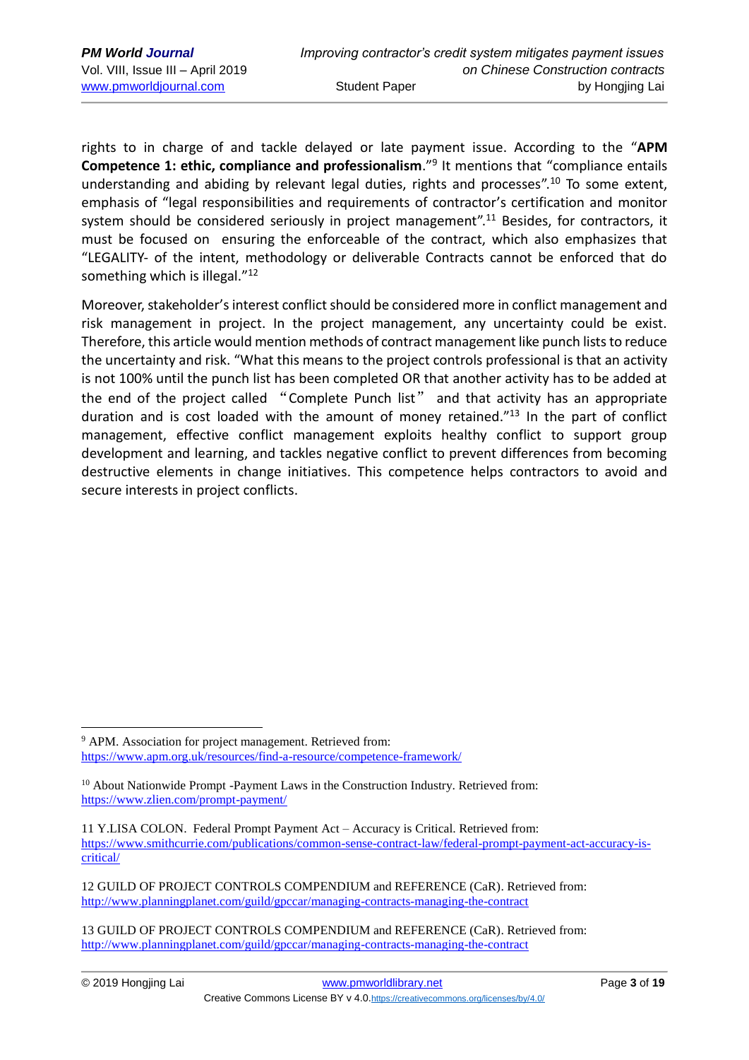rights to in charge of and tackle delayed or late payment issue. According to the "**APM Competence 1: ethic, compliance and professionalism**."[9] It mentions that "compliance entails understanding and abiding by relevant legal duties, rights and processes".[10] To some extent, emphasis of "legal responsibilities and requirements of contractor's certification and monitor system should be considered seriously in project management".[11] Besides, for contractors, it must be focused on ensuring the enforceable of the contract, which also emphasizes that "LEGALITY- of the intent, methodology or deliverable Contracts cannot be enforced that do something which is illegal."[12]

Moreover, stakeholder's interest conflict should be considered more in conflict management and risk management in project. In the project management, any uncertainty could be exist. Therefore, this article would mention methods of contract management like punch lists to reduce the uncertainty and risk. "What this means to the project controls professional is that an activity is not 100% until the punch list has been completed OR that another activity has to be added at the end of the project called "Complete Punch list" and that activity has an appropriate duration and is cost loaded with the amount of money retained."[13] In the part of conflict management, effective conflict management exploits healthy conflict to support group development and learning, and tackles negative conflict to prevent differences from becoming destructive elements in change initiatives. This competence helps contractors to avoid and secure interests in project conflicts.

---

[9] APM. Association for project management. Retrieved from: https://www.apm.org.uk/resources/find-a-resource/competence-framework/

[10] About Nationwide Prompt -Payment Laws in the Construction Industry. Retrieved from: https://www.zlien.com/prompt-payment/

11 Y.LISA COLON. Federal Prompt Payment Act – Accuracy is Critical. Retrieved from: https://www.smithcurrie.com/publications/common-sense-contract-law/federal-prompt-payment-act-accuracy-is-critical/

12 GUILD OF PROJECT CONTROLS COMPENDIUM and REFERENCE (CaR). Retrieved from: http://www.planningplanet.com/guild/gpccar/managing-contracts-managing-the-contract

13 GUILD OF PROJECT CONTROLS COMPENDIUM and REFERENCE (CaR). Retrieved from: http://www.planningplanet.com/guild/gpccar/managing-contracts-managing-the-contract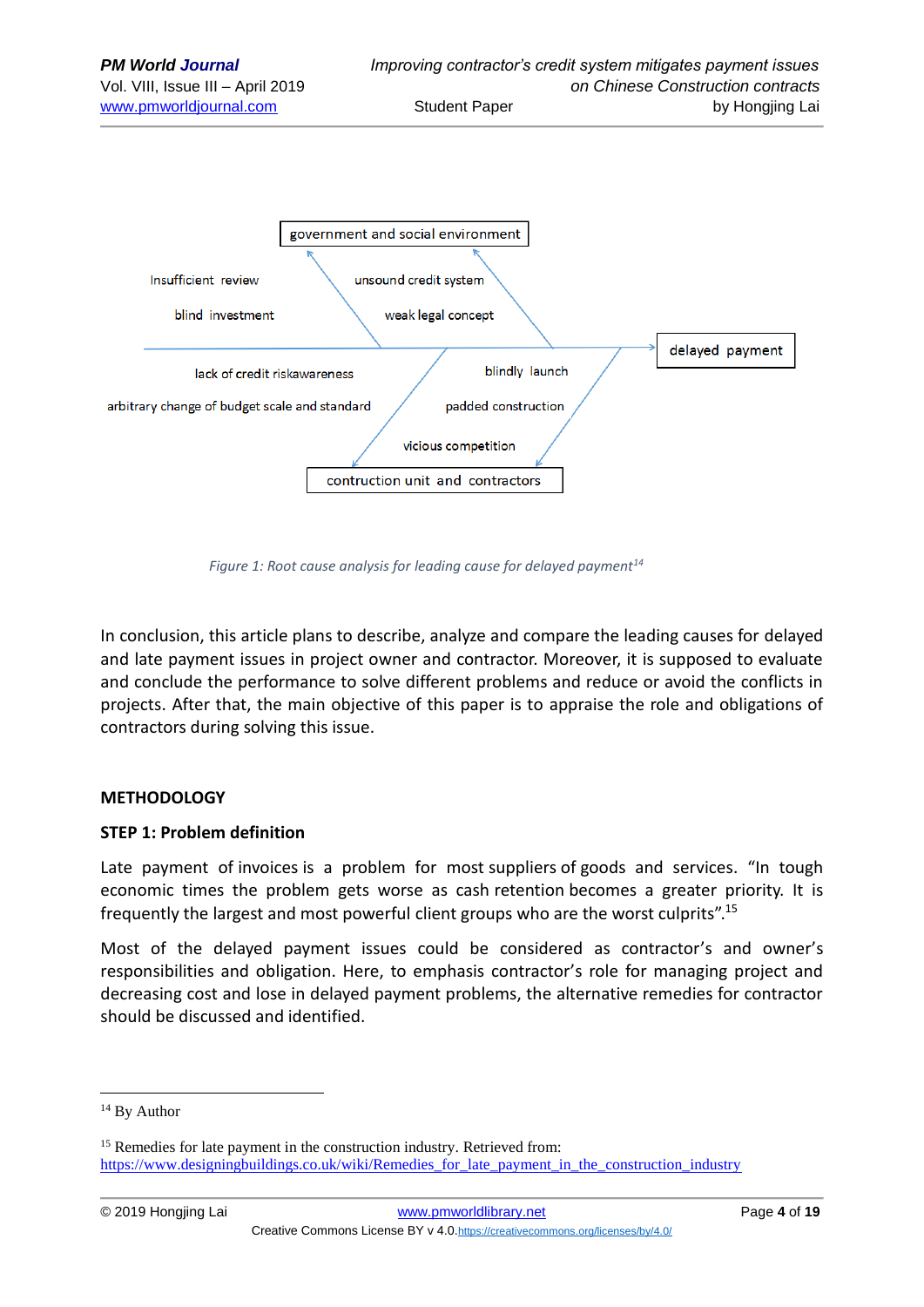government and social environment

Insufficient review

blind investment

unsound credit system

weak legal concept

delayed payment

lack of credit riskawareness

arbitrary change of budget scale and standard

blindly launch

padded construction

vicious competition

contruction unit and contractors

*Figure 1: Root cause analysis for leading cause for delayed payment*[14]

In conclusion, this article plans to describe, analyze and compare the leading causes for delayed and late payment issues in project owner and contractor. Moreover, it is supposed to evaluate and conclude the performance to solve different problems and reduce or avoid the conflicts in projects. After that, the main objective of this paper is to appraise the role and obligations of contractors during solving this issue.

## METHODOLOGY

### STEP 1: Problem definition

Late payment of invoices is a problem for most suppliers of goods and services. "In tough economic times the problem gets worse as cash retention becomes a greater priority. It is frequently the largest and most powerful client groups who are the worst culprits".[15]

Most of the delayed payment issues could be considered as contractor's and owner's responsibilities and obligation. Here, to emphasis contractor's role for managing project and decreasing cost and lose in delayed payment problems, the alternative remedies for contractor should be discussed and identified.

---

[14] By Author

[15] Remedies for late payment in the construction industry. Retrieved from: https://www.designingbuildings.co.uk/wiki/Remedies_for_late_payment_in_the_construction_industry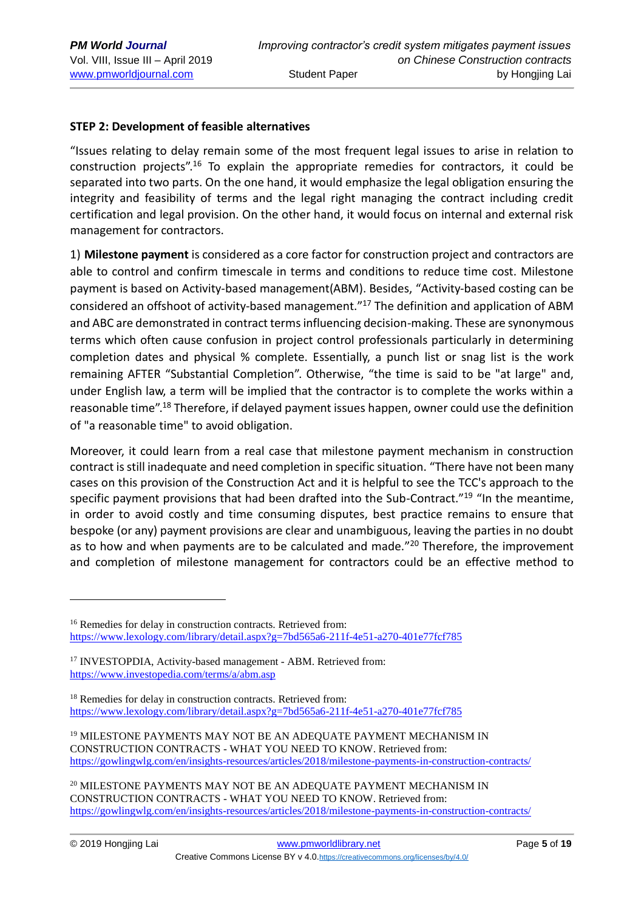**STEP 2: Development of feasible alternatives**

"Issues relating to delay remain some of the most frequent legal issues to arise in relation to construction projects".[16] To explain the appropriate remedies for contractors, it could be separated into two parts. On the one hand, it would emphasize the legal obligation ensuring the integrity and feasibility of terms and the legal right managing the contract including credit certification and legal provision. On the other hand, it would focus on internal and external risk management for contractors.

1) **Milestone payment** is considered as a core factor for construction project and contractors are able to control and confirm timescale in terms and conditions to reduce time cost. Milestone payment is based on Activity-based management(ABM). Besides, "Activity-based costing can be considered an offshoot of activity-based management."[17] The definition and application of ABM and ABC are demonstrated in contract terms influencing decision-making. These are synonymous terms which often cause confusion in project control professionals particularly in determining completion dates and physical % complete. Essentially, a punch list or snag list is the work remaining AFTER "Substantial Completion". Otherwise, "the time is said to be "at large" and, under English law, a term will be implied that the contractor is to complete the works within a reasonable time".[18] Therefore, if delayed payment issues happen, owner could use the definition of "a reasonable time" to avoid obligation.

Moreover, it could learn from a real case that milestone payment mechanism in construction contract is still inadequate and need completion in specific situation. "There have not been many cases on this provision of the Construction Act and it is helpful to see the TCC's approach to the specific payment provisions that had been drafted into the Sub-Contract."[19] "In the meantime, in order to avoid costly and time consuming disputes, best practice remains to ensure that bespoke (or any) payment provisions are clear and unambiguous, leaving the parties in no doubt as to how and when payments are to be calculated and made."[20] Therefore, the improvement and completion of milestone management for contractors could be an effective method to

---

[16] Remedies for delay in construction contracts. Retrieved from: https://www.lexology.com/library/detail.aspx?g=7bd565a6-211f-4e51-a270-401e77fcf785

[17] INVESTOPDIA, Activity-based management - ABM. Retrieved from: https://www.investopedia.com/terms/a/abm.asp

[18] Remedies for delay in construction contracts. Retrieved from: https://www.lexology.com/library/detail.aspx?g=7bd565a6-211f-4e51-a270-401e77fcf785

[19] MILESTONE PAYMENTS MAY NOT BE AN ADEQUATE PAYMENT MECHANISM IN CONSTRUCTION CONTRACTS - WHAT YOU NEED TO KNOW. Retrieved from: https://gowlingwlg.com/en/insights-resources/articles/2018/milestone-payments-in-construction-contracts/

[20] MILESTONE PAYMENTS MAY NOT BE AN ADEQUATE PAYMENT MECHANISM IN CONSTRUCTION CONTRACTS - WHAT YOU NEED TO KNOW. Retrieved from: https://gowlingwlg.com/en/insights-resources/articles/2018/milestone-payments-in-construction-contracts/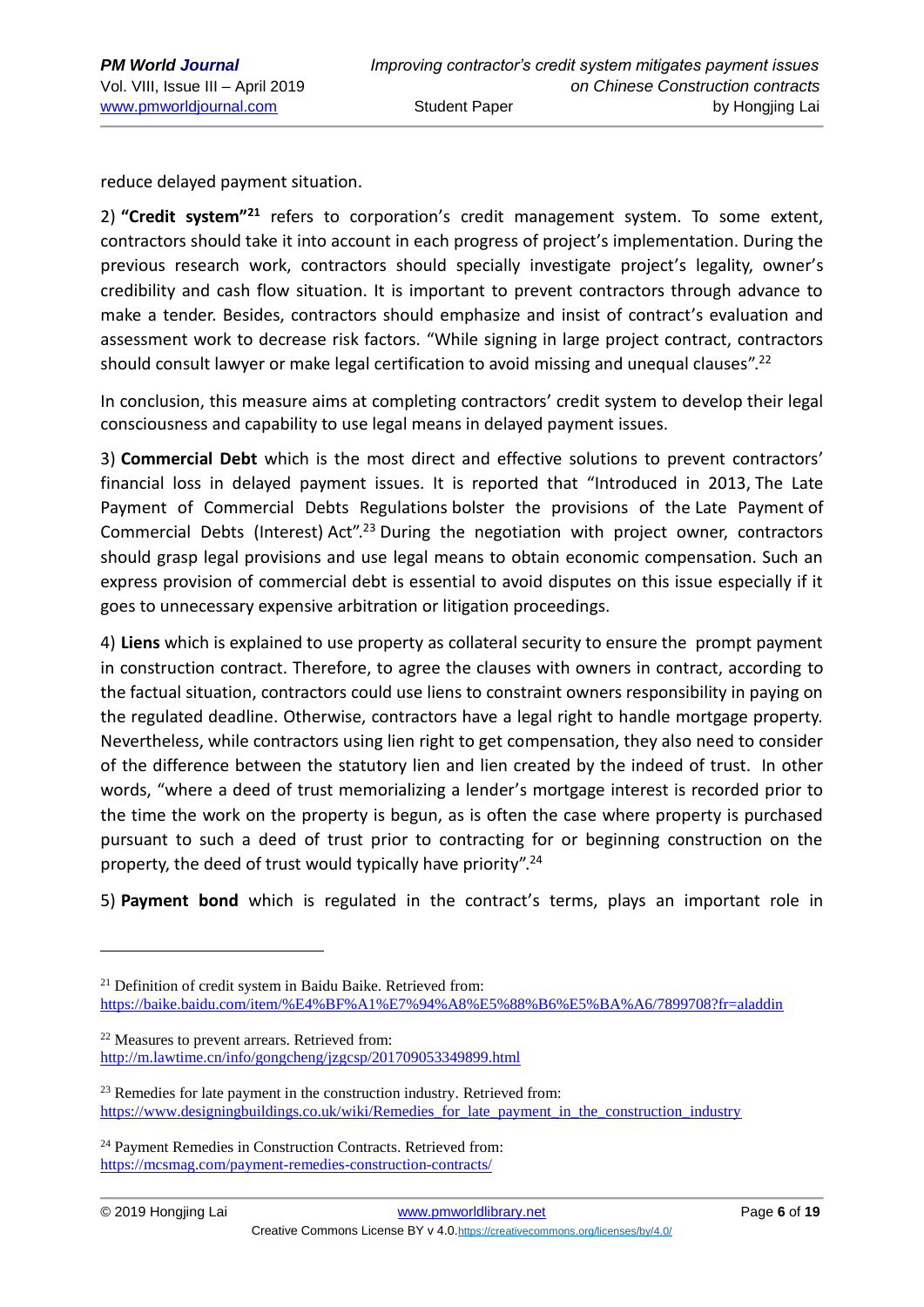reduce delayed payment situation.

2) **"Credit system"**[21] refers to corporation's credit management system. To some extent, contractors should take it into account in each progress of project's implementation. During the previous research work, contractors should specially investigate project's legality, owner's credibility and cash flow situation. It is important to prevent contractors through advance to make a tender. Besides, contractors should emphasize and insist of contract's evaluation and assessment work to decrease risk factors. "While signing in large project contract, contractors should consult lawyer or make legal certification to avoid missing and unequal clauses".[22]

In conclusion, this measure aims at completing contractors' credit system to develop their legal consciousness and capability to use legal means in delayed payment issues.

3) **Commercial Debt** which is the most direct and effective solutions to prevent contractors' financial loss in delayed payment issues. It is reported that "Introduced in 2013, The Late Payment of Commercial Debts Regulations bolster the provisions of the Late Payment of Commercial Debts (Interest) Act".[23] During the negotiation with project owner, contractors should grasp legal provisions and use legal means to obtain economic compensation. Such an express provision of commercial debt is essential to avoid disputes on this issue especially if it goes to unnecessary expensive arbitration or litigation proceedings.

4) **Liens** which is explained to use property as collateral security to ensure the prompt payment in construction contract. Therefore, to agree the clauses with owners in contract, according to the factual situation, contractors could use liens to constraint owners responsibility in paying on the regulated deadline. Otherwise, contractors have a legal right to handle mortgage property. Nevertheless, while contractors using lien right to get compensation, they also need to consider of the difference between the statutory lien and lien created by the indeed of trust. In other words, "where a deed of trust memorializing a lender's mortgage interest is recorded prior to the time the work on the property is begun, as is often the case where property is purchased pursuant to such a deed of trust prior to contracting for or beginning construction on the property, the deed of trust would typically have priority".[24]

5) **Payment bond** which is regulated in the contract's terms, plays an important role in

---

[21] Definition of credit system in Baidu Baike. Retrieved from: https://baike.baidu.com/item/%E4%BF%A1%E7%94%A8%E5%88%B6%E5%BA%A6/7899708?fr=aladdin

[22] Measures to prevent arrears. Retrieved from: http://m.lawtime.cn/info/gongcheng/jzgcsp/201709053349899.html

[23] Remedies for late payment in the construction industry. Retrieved from: https://www.designingbuildings.co.uk/wiki/Remedies_for_late_payment_in_the_construction_industry

[24] Payment Remedies in Construction Contracts. Retrieved from: https://mcsmag.com/payment-remedies-construction-contracts/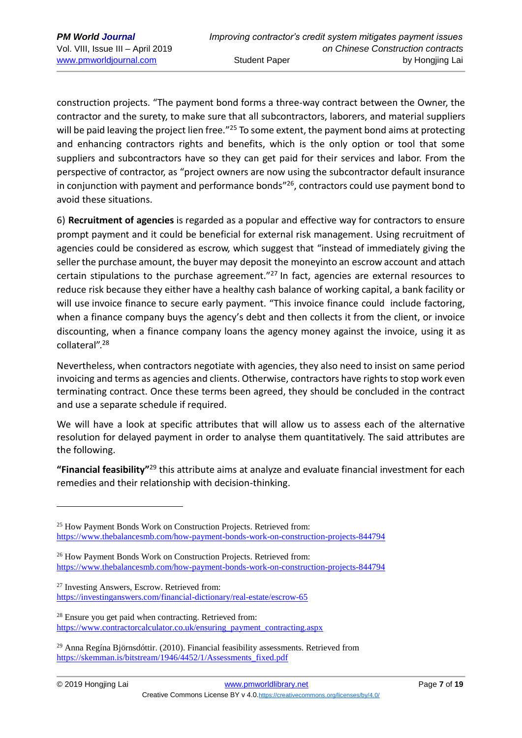construction projects. “The payment bond forms a three-way contract between the Owner, the contractor and the surety, to make sure that all subcontractors, laborers, and material suppliers will be paid leaving the project lien free.”[25] To some extent, the payment bond aims at protecting and enhancing contractors rights and benefits, which is the only option or tool that some suppliers and subcontractors have so they can get paid for their services and labor. From the perspective of contractor, as “project owners are now using the subcontractor default insurance in conjunction with payment and performance bonds”[26], contractors could use payment bond to avoid these situations.

6) **Recruitment of agencies** is regarded as a popular and effective way for contractors to ensure prompt payment and it could be beneficial for external risk management. Using recruitment of agencies could be considered as escrow, which suggest that “instead of immediately giving the seller the purchase amount, the buyer may deposit the moneyinto an escrow account and attach certain stipulations to the purchase agreement.”[27] In fact, agencies are external resources to reduce risk because they either have a healthy cash balance of working capital, a bank facility or will use invoice finance to secure early payment. “This invoice finance could include factoring, when a finance company buys the agency’s debt and then collects it from the client, or invoice discounting, when a finance company loans the agency money against the invoice, using it as collateral”.[28]

Nevertheless, when contractors negotiate with agencies, they also need to insist on same period invoicing and terms as agencies and clients. Otherwise, contractors have rights to stop work even terminating contract. Once these terms been agreed, they should be concluded in the contract and use a separate schedule if required.

We will have a look at specific attributes that will allow us to assess each of the alternative resolution for delayed payment in order to analyse them quantitatively. The said attributes are the following.

**“Financial feasibility”**[29] this attribute aims at analyze and evaluate financial investment for each remedies and their relationship with decision-thinking.

---

[25] How Payment Bonds Work on Construction Projects. Retrieved from: https://www.thebalancesmb.com/how-payment-bonds-work-on-construction-projects-844794

[26] How Payment Bonds Work on Construction Projects. Retrieved from: https://www.thebalancesmb.com/how-payment-bonds-work-on-construction-projects-844794

[27] Investing Answers, Escrow. Retrieved from: https://investinganswers.com/financial-dictionary/real-estate/escrow-65

[28] Ensure you get paid when contracting. Retrieved from: https://www.contractorcalculator.co.uk/ensuring_payment_contracting.aspx

[29] Anna Regína Björnsdóttir. (2010). Financial feasibility assessments. Retrieved from https://skemman.is/bitstream/1946/4452/1/Assessments_fixed.pdf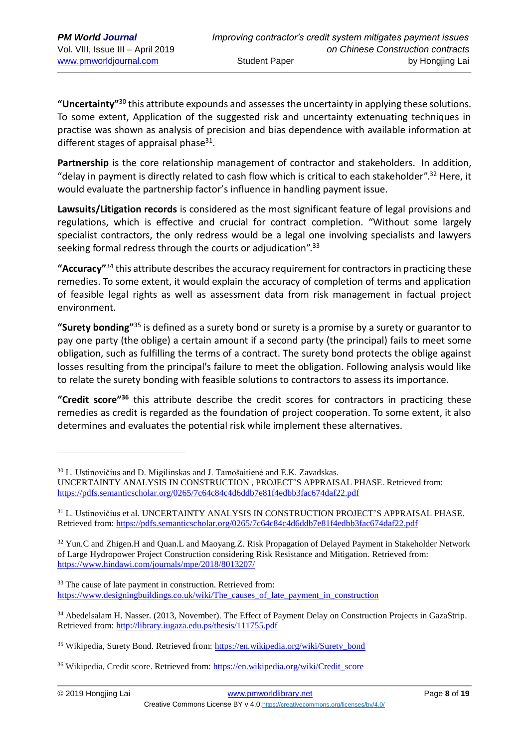**"Uncertainty"**[30] this attribute expounds and assesses the uncertainty in applying these solutions. To some extent, Application of the suggested risk and uncertainty extenuating techniques in practise was shown as analysis of precision and bias dependence with available information at different stages of appraisal phase[31].

**Partnership** is the core relationship management of contractor and stakeholders. In addition, "delay in payment is directly related to cash flow which is critical to each stakeholder".[32] Here, it would evaluate the partnership factor's influence in handling payment issue.

**Lawsuits/Litigation records** is considered as the most significant feature of legal provisions and regulations, which is effective and crucial for contract completion. "Without some largely specialist contractors, the only redress would be a legal one involving specialists and lawyers seeking formal redress through the courts or adjudication".[33]

**"Accuracy"**[34] this attribute describes the accuracy requirement for contractors in practicing these remedies. To some extent, it would explain the accuracy of completion of terms and application of feasible legal rights as well as assessment data from risk management in factual project environment.

**"Surety bonding"**[35] is defined as a surety bond or surety is a promise by a surety or guarantor to pay one party (the oblige) a certain amount if a second party (the principal) fails to meet some obligation, such as fulfilling the terms of a contract. The surety bond protects the oblige against losses resulting from the principal's failure to meet the obligation. Following analysis would like to relate the surety bonding with feasible solutions to contractors to assess its importance.

**"Credit score"**[36] this attribute describe the credit scores for contractors in practicing these remedies as credit is regarded as the foundation of project cooperation. To some extent, it also determines and evaluates the potential risk while implement these alternatives.

---

[30] L. Ustinovičius and D. Migilinskas and J. Tamošaitienė and E.K. Zavadskas. UNCERTAINTY ANALYSIS IN CONSTRUCTION , PROJECT'S APPRAISAL PHASE. Retrieved from: https://pdfs.semanticscholar.org/0265/7c64c84c4d6ddb7e81f4edbb3fac674daf22.pdf

[31] L. Ustinovičius et al. UNCERTAINTY ANALYSIS IN CONSTRUCTION PROJECT'S APPRAISAL PHASE. Retrieved from: https://pdfs.semanticscholar.org/0265/7c64c84c4d6ddb7e81f4edbb3fac674daf22.pdf

[32] Yun.C and Zhigen.H and Quan.L and Maoyang.Z. Risk Propagation of Delayed Payment in Stakeholder Network of Large Hydropower Project Construction considering Risk Resistance and Mitigation. Retrieved from: https://www.hindawi.com/journals/mpe/2018/8013207/

[33] The cause of late payment in construction. Retrieved from: https://www.designingbuildings.co.uk/wiki/The_causes_of_late_payment_in_construction

[34] Abedelsalam H. Nasser. (2013, November). The Effect of Payment Delay on Construction Projects in GazaStrip. Retrieved from: http://library.iugaza.edu.ps/thesis/111755.pdf

[35] Wikipedia, Surety Bond. Retrieved from: https://en.wikipedia.org/wiki/Surety_bond

[36] Wikipedia, Credit score. Retrieved from: https://en.wikipedia.org/wiki/Credit_score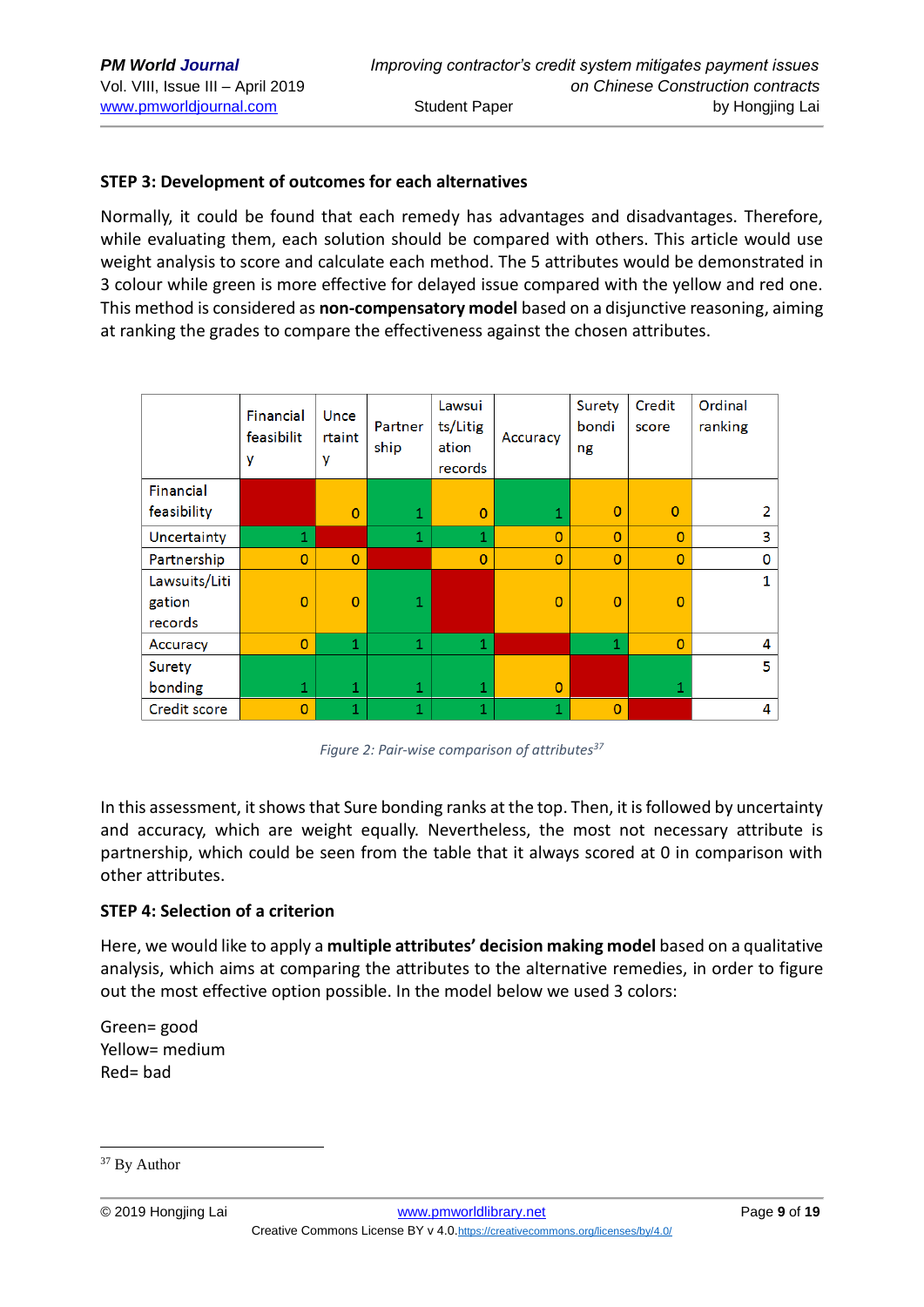**STEP 3: Development of outcomes for each alternatives**

Normally, it could be found that each remedy has advantages and disadvantages. Therefore, while evaluating them, each solution should be compared with others. This article would use weight analysis to score and calculate each method. The 5 attributes would be demonstrated in 3 colour while green is more effective for delayed issue compared with the yellow and red one. This method is considered as **non-compensatory model** based on a disjunctive reasoning, aiming at ranking the grades to compare the effectiveness against the chosen attributes.

| | Financial feasibility | Uncertainty | Partnership | Lawsuits/Litigation records | Accuracy | Surety bonding | Credit score | Ordinal ranking |
|---|---|---|---|---|---|---|---|---|
| Financial feasibility | | 0 | 1 | 0 | 1 | 0 | 0 | 2 |
| Uncertainty | 1 | | 1 | 1 | 0 | 0 | 0 | 3 |
| Partnership | 0 | 0 | | 0 | 0 | 0 | 0 | 0 |
| Lawsuits/Litigation records | 0 | 0 | 1 | | 0 | 0 | 0 | 1 |
| Accuracy | 0 | 1 | 1 | 1 | | 1 | 0 | 4 |
| Surety bonding | 1 | 1 | 1 | 1 | 0 | | 1 | 5 |
| Credit score | 0 | 1 | 1 | 1 | 1 | 0 | | 4 |

*Figure 2: Pair-wise comparison of attributes*[37]

In this assessment, it shows that Sure bonding ranks at the top. Then, it is followed by uncertainty and accuracy, which are weight equally. Nevertheless, the most not necessary attribute is partnership, which could be seen from the table that it always scored at 0 in comparison with other attributes.

**STEP 4: Selection of a criterion**

Here, we would like to apply a **multiple attributes' decision making model** based on a qualitative analysis, which aims at comparing the attributes to the alternative remedies, in order to figure out the most effective option possible. In the model below we used 3 colors:

Green= good
Yellow= medium
Red= bad

[37] By Author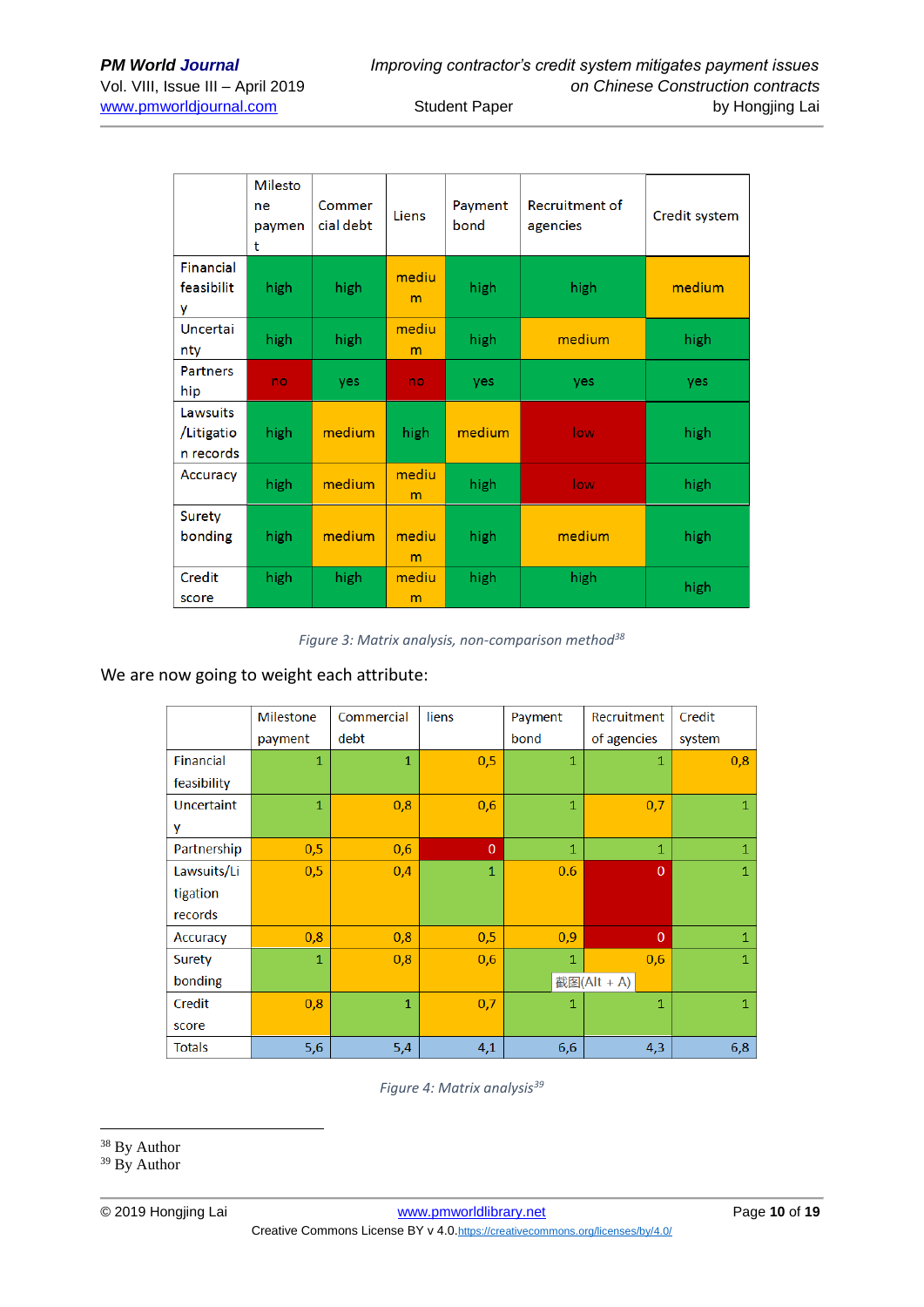| | Milestone payment | Commercial debt | Liens | Payment bond | Recruitment of agencies | Credit system |
|---|---|---|---|---|---|---|
| Financial feasibility | high | high | medium | high | high | medium |
| Uncertainty | high | high | medium | high | medium | high |
| Partnership | no | yes | no | yes | yes | yes |
| Lawsuits /Litigation records | high | medium | high | medium | low | high |
| Accuracy | high | medium | medium | high | low | high |
| Surety bonding | high | medium | medium | high | medium | high |
| Credit score | high | high | medium | high | high | high |

*Figure 3: Matrix analysis, non-comparison method*[38]

We are now going to weight each attribute:

| | Milestone payment | Commercial debt | liens | Payment bond | Recruitment of agencies | Credit system |
|---|---|---|---|---|---|---|
| Financial feasibility | 1 | 1 | 0,5 | 1 | 1 | 0,8 |
| Uncertainty | 1 | 0,8 | 0,6 | 1 | 0,7 | 1 |
| Partnership | 0,5 | 0,6 | 0 | 1 | 1 | 1 |
| Lawsuits/Litigation records | 0,5 | 0,4 | 1 | 0.6 | 0 | 1 |
| Accuracy | 0,8 | 0,8 | 0,5 | 0,9 | 0 | 1 |
| Surety bonding | 1 | 0,8 | 0,6 | 1 | 0,6 | 1 |
| Credit score | 0,8 | 1 | 0,7 | 1 | 1 | 1 |
| Totals | 5,6 | 5,4 | 4,1 | 6,6 | 4,3 | 6,8 |

*Figure 4: Matrix analysis*[39]

---

[38] By Author
[39] By Author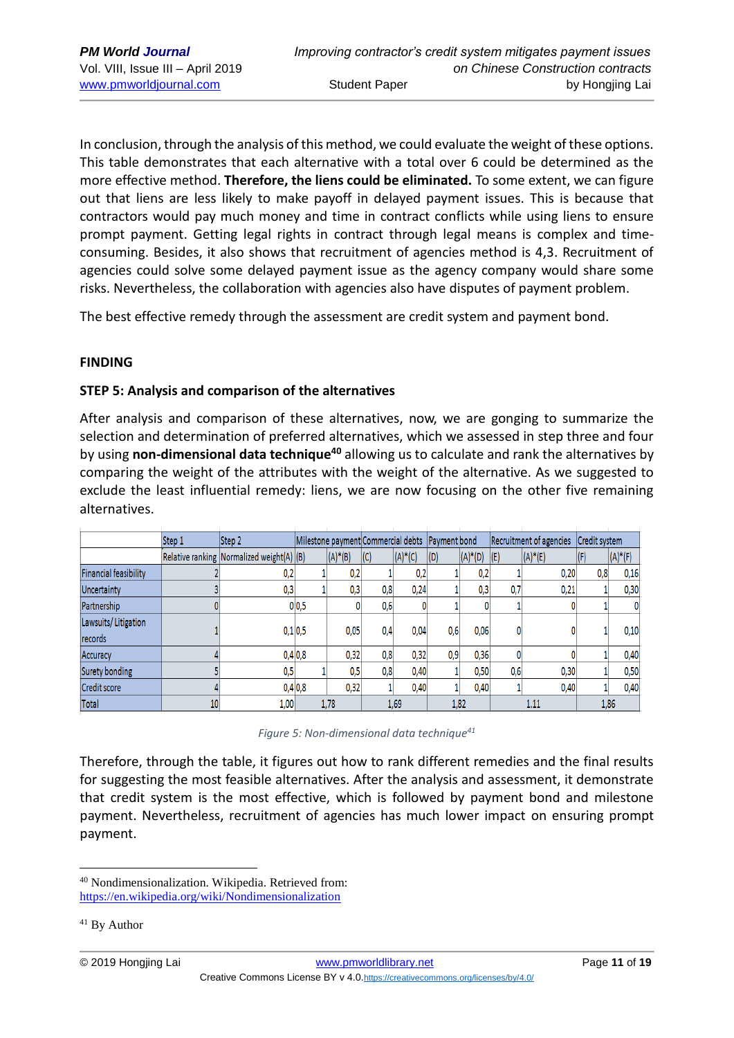In conclusion, through the analysis of this method, we could evaluate the weight of these options. This table demonstrates that each alternative with a total over 6 could be determined as the more effective method. **Therefore, the liens could be eliminated.** To some extent, we can figure out that liens are less likely to make payoff in delayed payment issues. This is because that contractors would pay much money and time in contract conflicts while using liens to ensure prompt payment. Getting legal rights in contract through legal means is complex and time-consuming. Besides, it also shows that recruitment of agencies method is 4,3. Recruitment of agencies could solve some delayed payment issue as the agency company would share some risks. Nevertheless, the collaboration with agencies also have disputes of payment problem.

The best effective remedy through the assessment are credit system and payment bond.

### FINDING

### STEP 5: Analysis and comparison of the alternatives

After analysis and comparison of these alternatives, now, we are gonging to summarize the selection and determination of preferred alternatives, which we assessed in step three and four by using **non-dimensional data technique**[40] allowing us to calculate and rank the alternatives by comparing the weight of the attributes with the weight of the alternative. As we suggested to exclude the least influential remedy: liens, we are now focusing on the other five remaining alternatives.

| | Step 1 | Step 2 | Milestone payment | | Commercial debts | | Payment bond | | Recruitment of agencies | | Credit system | |
|---|---|---|---|---|---|---|---|---|---|---|---|---|
| | Relative ranking | Normalized weight(A) | (B) | (A)\*(B) | (C) | (A)\*(C) | (D) | (A)\*(D) | (E) | (A)\*(E) | (F) | (A)\*(F) |
| Financial feasibility | 2 | 0,2 | 1 | 0,2 | 1 | 0,2 | 1 | 0,2 | 1 | 0,20 | 0,8 | 0,16 |
| Uncertainty | 3 | 0,3 | 1 | 0,3 | 0,8 | 0,24 | 1 | 0,3 | 0,7 | 0,21 | 1 | 0,30 |
| Partnership | 0 | 0 | 0,5 | 0 | 0,6 | 0 | 1 | 0 | 1 | 0 | 1 | 0 |
| Lawsuits/ Litigation records | 1 | 0,1 | 0,5 | 0,05 | 0,4 | 0,04 | 0,6 | 0,06 | 0 | 0 | 1 | 0,10 |
| Accuracy | 4 | 0,4 | 0,8 | 0,32 | 0,8 | 0,32 | 0,9 | 0,36 | 0 | 0 | 1 | 0,40 |
| Surety bonding | 5 | 0,5 | 1 | 0,5 | 0,8 | 0,40 | 1 | 0,50 | 0,6 | 0,30 | 1 | 0,50 |
| Credit score | 4 | 0,4 | 0,8 | 0,32 | 1 | 0,40 | 1 | 0,40 | 1 | 0,40 | 1 | 0,40 |
| Total | 10 | 1,00 | 1,78 | | 1,69 | | 1,82 | | 1.11 | | 1,86 | |

*Figure 5: Non-dimensional data technique[41]*

Therefore, through the table, it figures out how to rank different remedies and the final results for suggesting the most feasible alternatives. After the analysis and assessment, it demonstrate that credit system is the most effective, which is followed by payment bond and milestone payment. Nevertheless, recruitment of agencies has much lower impact on ensuring prompt payment.

---

[40] Nondimensionalization. Wikipedia. Retrieved from: https://en.wikipedia.org/wiki/Nondimensionalization

[41] By Author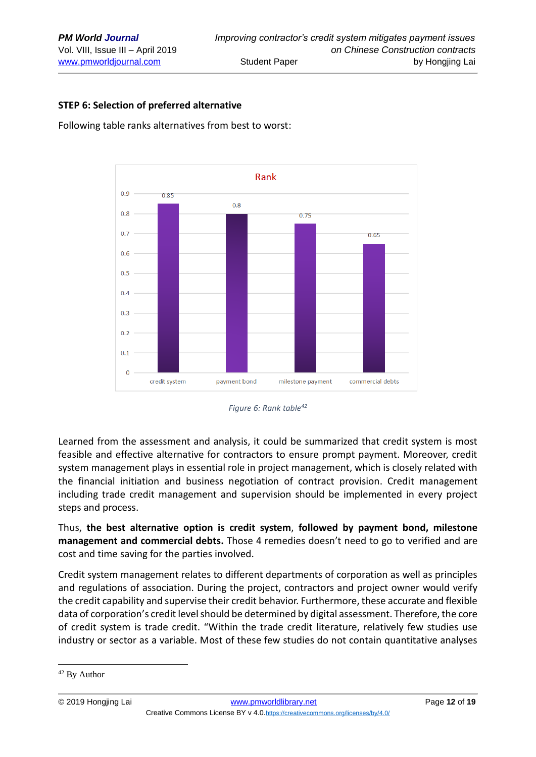**STEP 6: Selection of preferred alternative**

Following table ranks alternatives from best to worst:

| Rank | |
|---|---|
| credit system | 0.85 |
| payment bond | 0.8 |
| milestone payment | 0.75 |
| commercial debts | 0.65 |

*Figure 6: Rank table*[42]

Learned from the assessment and analysis, it could be summarized that credit system is most feasible and effective alternative for contractors to ensure prompt payment. Moreover, credit system management plays in essential role in project management, which is closely related with the financial initiation and business negotiation of contract provision. Credit management including trade credit management and supervision should be implemented in every project steps and process.

Thus, **the best alternative option is credit system**, **followed by payment bond, milestone management and commercial debts.** Those 4 remedies doesn't need to go to verified and are cost and time saving for the parties involved.

Credit system management relates to different departments of corporation as well as principles and regulations of association. During the project, contractors and project owner would verify the credit capability and supervise their credit behavior. Furthermore, these accurate and flexible data of corporation's credit level should be determined by digital assessment. Therefore, the core of credit system is trade credit. "Within the trade credit literature, relatively few studies use industry or sector as a variable. Most of these few studies do not contain quantitative analyses

---

[42] By Author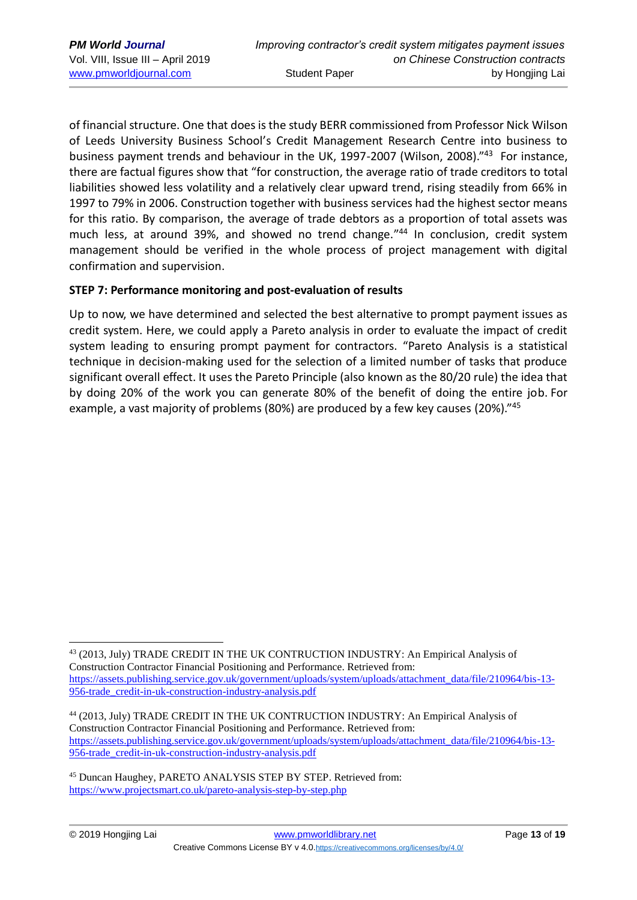of financial structure. One that does is the study BERR commissioned from Professor Nick Wilson of Leeds University Business School's Credit Management Research Centre into business to business payment trends and behaviour in the UK, 1997-2007 (Wilson, 2008)."[43] For instance, there are factual figures show that "for construction, the average ratio of trade creditors to total liabilities showed less volatility and a relatively clear upward trend, rising steadily from 66% in 1997 to 79% in 2006. Construction together with business services had the highest sector means for this ratio. By comparison, the average of trade debtors as a proportion of total assets was much less, at around 39%, and showed no trend change."[44] In conclusion, credit system management should be verified in the whole process of project management with digital confirmation and supervision.

**STEP 7: Performance monitoring and post-evaluation of results**

Up to now, we have determined and selected the best alternative to prompt payment issues as credit system. Here, we could apply a Pareto analysis in order to evaluate the impact of credit system leading to ensuring prompt payment for contractors. "Pareto Analysis is a statistical technique in decision-making used for the selection of a limited number of tasks that produce significant overall effect. It uses the Pareto Principle (also known as the 80/20 rule) the idea that by doing 20% of the work you can generate 80% of the benefit of doing the entire job. For example, a vast majority of problems (80%) are produced by a few key causes (20%)."[45]

---

[43] (2013, July) TRADE CREDIT IN THE UK CONTRUCTION INDUSTRY: An Empirical Analysis of Construction Contractor Financial Positioning and Performance. Retrieved from: https://assets.publishing.service.gov.uk/government/uploads/system/uploads/attachment_data/file/210964/bis-13-956-trade_credit-in-uk-construction-industry-analysis.pdf

[44] (2013, July) TRADE CREDIT IN THE UK CONTRUCTION INDUSTRY: An Empirical Analysis of Construction Contractor Financial Positioning and Performance. Retrieved from: https://assets.publishing.service.gov.uk/government/uploads/system/uploads/attachment_data/file/210964/bis-13-956-trade_credit-in-uk-construction-industry-analysis.pdf

[45] Duncan Haughey, PARETO ANALYSIS STEP BY STEP. Retrieved from: https://www.projectsmart.co.uk/pareto-analysis-step-by-step.php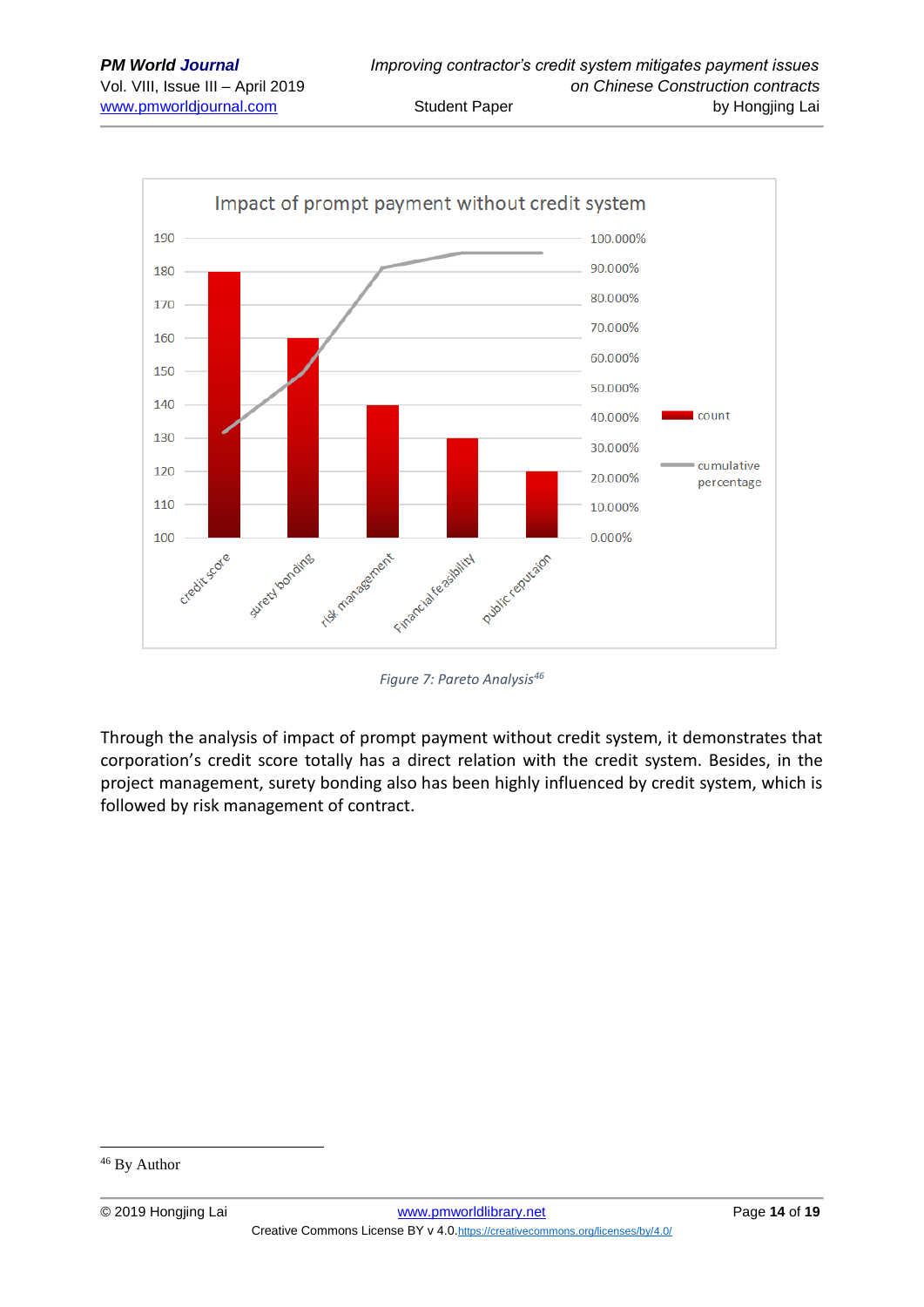Figure 7: Pareto Analysis[46]

Through the analysis of impact of prompt payment without credit system, it demonstrates that corporation's credit score totally has a direct relation with the credit system. Besides, in the project management, surety bonding also has been highly influenced by credit system, which is followed by risk management of contract.

---

[46] By Author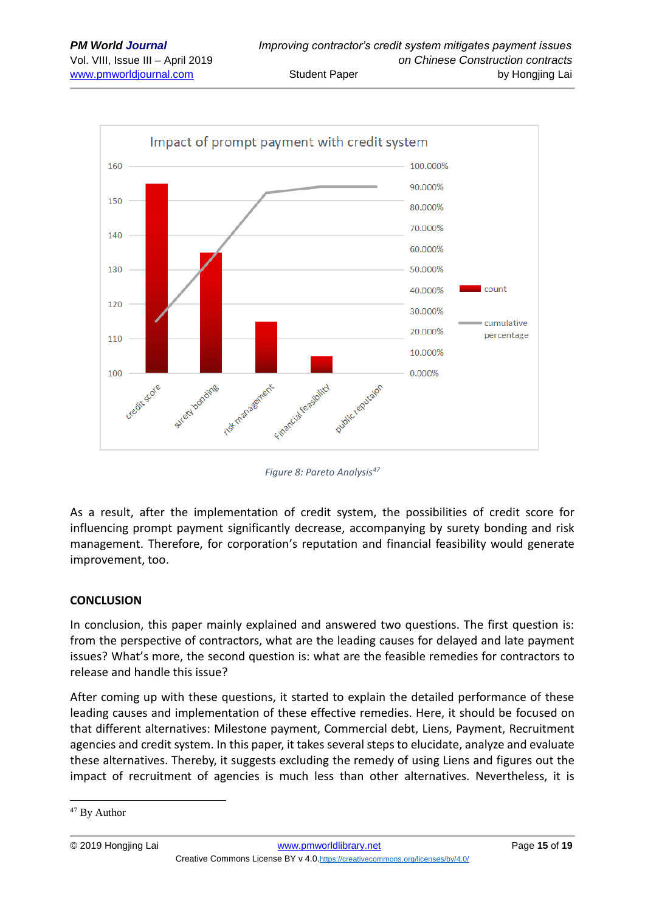Impact of prompt payment with credit system

Figure 8: Pareto Analysis[47]

As a result, after the implementation of credit system, the possibilities of credit score for influencing prompt payment significantly decrease, accompanying by surety bonding and risk management. Therefore, for corporation's reputation and financial feasibility would generate improvement, too.

## CONCLUSION

In conclusion, this paper mainly explained and answered two questions. The first question is: from the perspective of contractors, what are the leading causes for delayed and late payment issues? What's more, the second question is: what are the feasible remedies for contractors to release and handle this issue?

After coming up with these questions, it started to explain the detailed performance of these leading causes and implementation of these effective remedies. Here, it should be focused on that different alternatives: Milestone payment, Commercial debt, Liens, Payment, Recruitment agencies and credit system. In this paper, it takes several steps to elucidate, analyze and evaluate these alternatives. Thereby, it suggests excluding the remedy of using Liens and figures out the impact of recruitment of agencies is much less than other alternatives. Nevertheless, it is

[47] By Author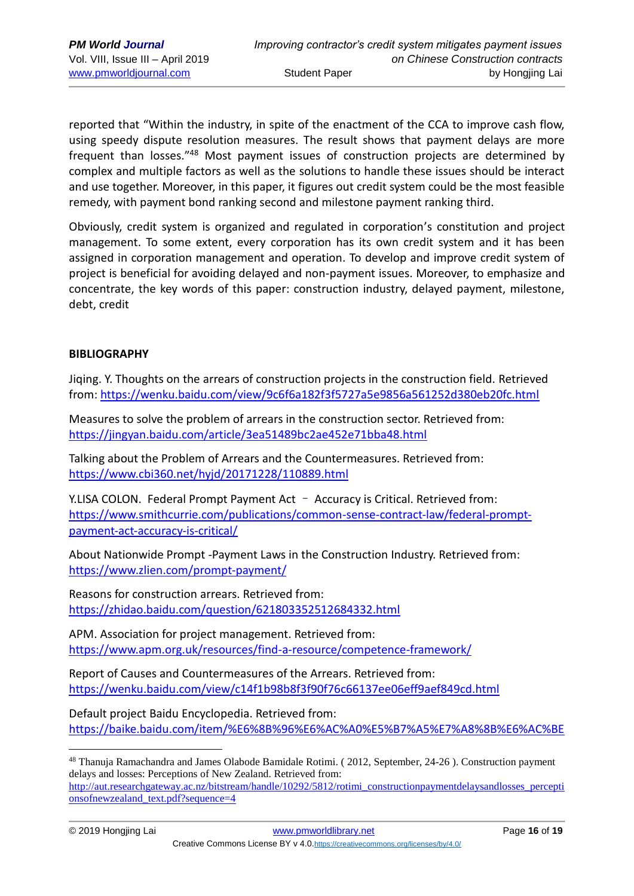reported that "Within the industry, in spite of the enactment of the CCA to improve cash flow, using speedy dispute resolution measures. The result shows that payment delays are more frequent than losses."[48] Most payment issues of construction projects are determined by complex and multiple factors as well as the solutions to handle these issues should be interact and use together. Moreover, in this paper, it figures out credit system could be the most feasible remedy, with payment bond ranking second and milestone payment ranking third.

Obviously, credit system is organized and regulated in corporation's constitution and project management. To some extent, every corporation has its own credit system and it has been assigned in corporation management and operation. To develop and improve credit system of project is beneficial for avoiding delayed and non-payment issues. Moreover, to emphasize and concentrate, the key words of this paper: construction industry, delayed payment, milestone, debt, credit

**BIBLIOGRAPHY**

Jiqing. Y. Thoughts on the arrears of construction projects in the construction field. Retrieved from: https://wenku.baidu.com/view/9c6f6a182f3f5727a5e9856a561252d380eb20fc.html

Measures to solve the problem of arrears in the construction sector. Retrieved from: https://jingyan.baidu.com/article/3ea51489bc2ae452e71bba48.html

Talking about the Problem of Arrears and the Countermeasures. Retrieved from: https://www.cbi360.net/hyjd/20171228/110889.html

Y.LISA COLON. Federal Prompt Payment Act – Accuracy is Critical. Retrieved from: https://www.smithcurrie.com/publications/common-sense-contract-law/federal-prompt-payment-act-accuracy-is-critical/

About Nationwide Prompt -Payment Laws in the Construction Industry. Retrieved from: https://www.zlien.com/prompt-payment/

Reasons for construction arrears. Retrieved from: https://zhidao.baidu.com/question/621803352512684332.html

APM. Association for project management. Retrieved from: https://www.apm.org.uk/resources/find-a-resource/competence-framework/

Report of Causes and Countermeasures of the Arrears. Retrieved from: https://wenku.baidu.com/view/c14f1b98b8f3f90f76c66137ee06eff9aef849cd.html

Default project Baidu Encyclopedia. Retrieved from: https://baike.baidu.com/item/%E6%8B%96%E6%AC%A0%E5%B7%A5%E7%A8%8B%E6%AC%BE

---

[48] Thanuja Ramachandra and James Olabode Bamidale Rotimi. ( 2012, September, 24-26 ). Construction payment delays and losses: Perceptions of New Zealand. Retrieved from: http://aut.researchgateway.ac.nz/bitstream/handle/10292/5812/rotimi_constructionpaymentdelaysandlosses_perceptionsofnewzealand_text.pdf?sequence=4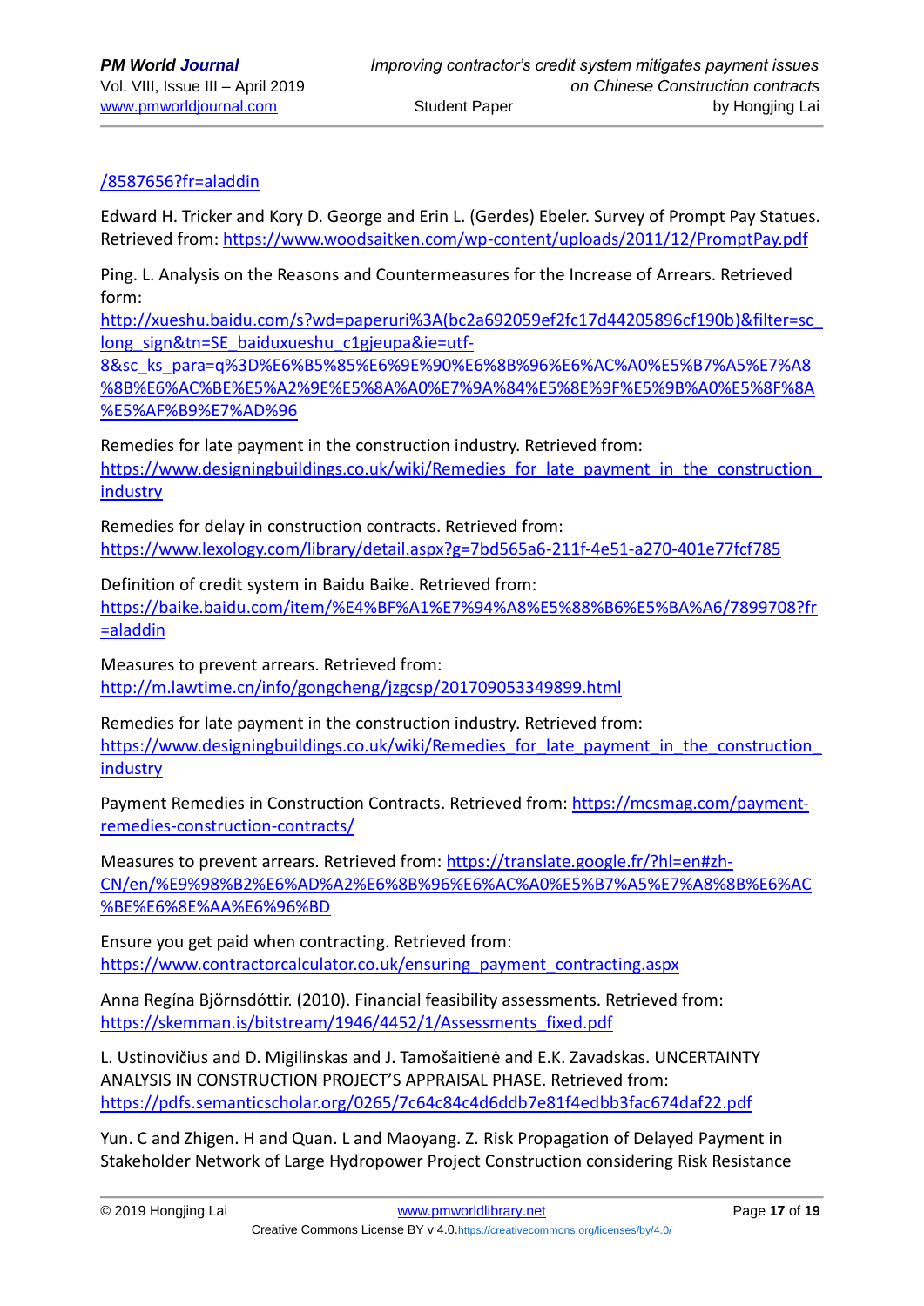/8587656?fr=aladdin

Edward H. Tricker and Kory D. George and Erin L. (Gerdes) Ebeler. Survey of Prompt Pay Statues. Retrieved from: https://www.woodsaitken.com/wp-content/uploads/2011/12/PromptPay.pdf

Ping. L. Analysis on the Reasons and Countermeasures for the Increase of Arrears. Retrieved form: http://xueshu.baidu.com/s?wd=paperuri%3A(bc2a692059ef2fc17d44205896cf190b)&filter=sc_long_sign&tn=SE_baiduxueshu_c1gjeupa&ie=utf-8&sc_ks_para=q%3D%E6%B5%85%E6%9E%90%E6%8B%96%E6%AC%A0%E5%B7%A5%E7%A8%8B%E6%AC%BE%E5%A2%9E%E5%8A%A0%E7%9A%84%E5%8E%9F%E5%9B%A0%E5%8F%8A%E5%AF%B9%E7%AD%96

Remedies for late payment in the construction industry. Retrieved from: https://www.designingbuildings.co.uk/wiki/Remedies_for_late_payment_in_the_construction_industry

Remedies for delay in construction contracts. Retrieved from: https://www.lexology.com/library/detail.aspx?g=7bd565a6-211f-4e51-a270-401e77fcf785

Definition of credit system in Baidu Baike. Retrieved from: https://baike.baidu.com/item/%E4%BF%A1%E7%94%A8%E5%88%B6%E5%BA%A6/7899708?fr=aladdin

Measures to prevent arrears. Retrieved from: http://m.lawtime.cn/info/gongcheng/jzgcsp/201709053349899.html

Remedies for late payment in the construction industry. Retrieved from: https://www.designingbuildings.co.uk/wiki/Remedies_for_late_payment_in_the_construction_industry

Payment Remedies in Construction Contracts. Retrieved from: https://mcsmag.com/payment-remedies-construction-contracts/

Measures to prevent arrears. Retrieved from: https://translate.google.fr/?hl=en#zh-CN/en/%E9%98%B2%E6%AD%A2%E6%8B%96%E6%AC%A0%E5%B7%A5%E7%A8%8B%E6%AC%BE%E6%8E%AA%E6%96%BD

Ensure you get paid when contracting. Retrieved from: https://www.contractorcalculator.co.uk/ensuring_payment_contracting.aspx

Anna Regína Björnsdóttir. (2010). Financial feasibility assessments. Retrieved from: https://skemman.is/bitstream/1946/4452/1/Assessments_fixed.pdf

L. Ustinovičius and D. Migilinskas and J. Tamošaitienė and E.K. Zavadskas. UNCERTAINTY ANALYSIS IN CONSTRUCTION PROJECT'S APPRAISAL PHASE. Retrieved from: https://pdfs.semanticscholar.org/0265/7c64c84c4d6ddb7e81f4edbb3fac674daf22.pdf

Yun. C and Zhigen. H and Quan. L and Maoyang. Z. Risk Propagation of Delayed Payment in Stakeholder Network of Large Hydropower Project Construction considering Risk Resistance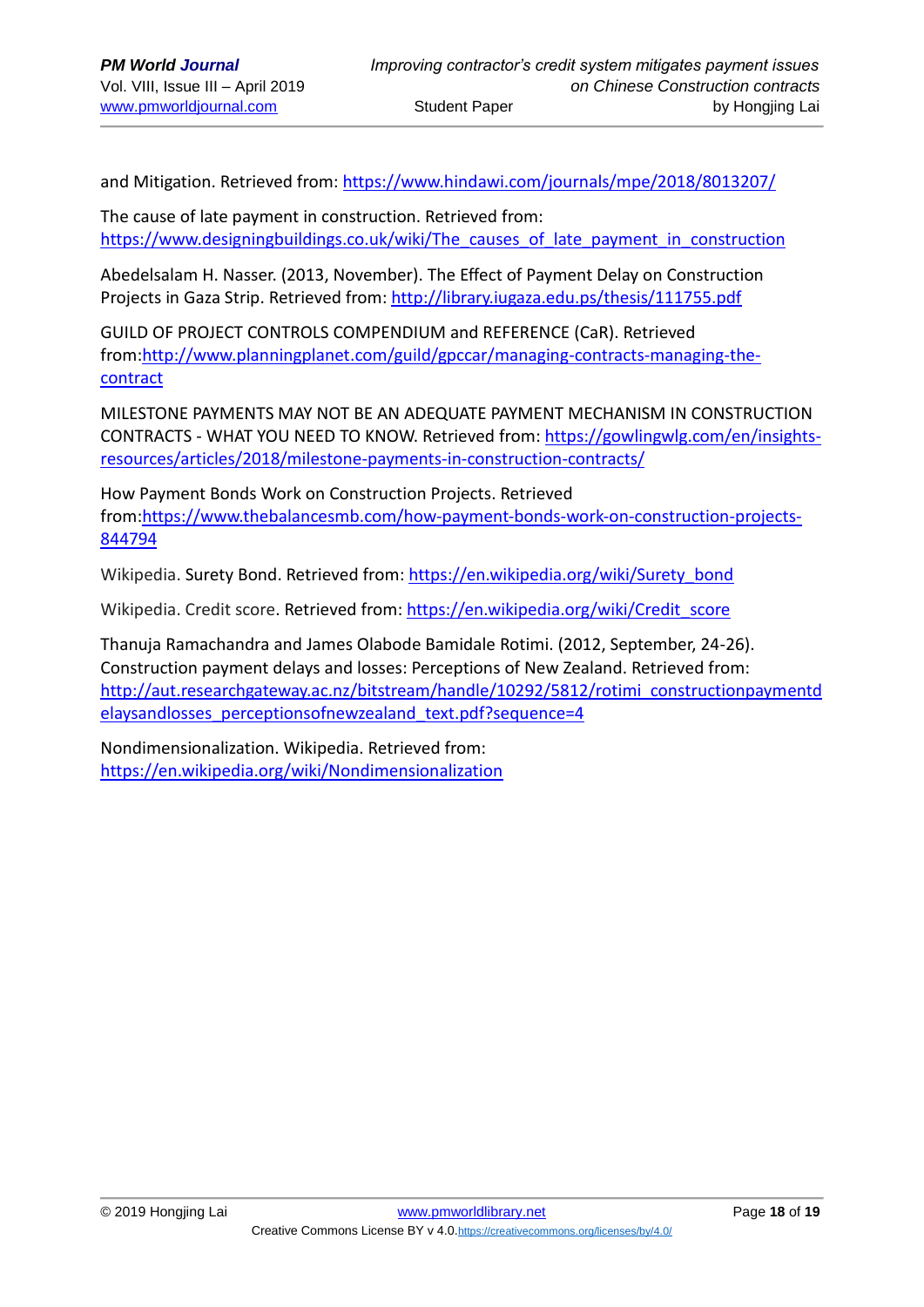and Mitigation. Retrieved from: https://www.hindawi.com/journals/mpe/2018/8013207/

The cause of late payment in construction. Retrieved from: https://www.designingbuildings.co.uk/wiki/The_causes_of_late_payment_in_construction

Abedelsalam H. Nasser. (2013, November). The Effect of Payment Delay on Construction Projects in Gaza Strip. Retrieved from: http://library.iugaza.edu.ps/thesis/111755.pdf

GUILD OF PROJECT CONTROLS COMPENDIUM and REFERENCE (CaR). Retrieved from:http://www.planningplanet.com/guild/gpccar/managing-contracts-managing-the-contract

MILESTONE PAYMENTS MAY NOT BE AN ADEQUATE PAYMENT MECHANISM IN CONSTRUCTION CONTRACTS - WHAT YOU NEED TO KNOW. Retrieved from: https://gowlingwlg.com/en/insights-resources/articles/2018/milestone-payments-in-construction-contracts/

How Payment Bonds Work on Construction Projects. Retrieved from:https://www.thebalancesmb.com/how-payment-bonds-work-on-construction-projects-844794

Wikipedia. Surety Bond. Retrieved from: https://en.wikipedia.org/wiki/Surety_bond

Wikipedia. Credit score. Retrieved from: https://en.wikipedia.org/wiki/Credit_score

Thanuja Ramachandra and James Olabode Bamidale Rotimi. (2012, September, 24-26). Construction payment delays and losses: Perceptions of New Zealand. Retrieved from: http://aut.researchgateway.ac.nz/bitstream/handle/10292/5812/rotimi_constructionpaymentdelaysandlosses_perceptionsofnewzealand_text.pdf?sequence=4

Nondimensionalization. Wikipedia. Retrieved from: https://en.wikipedia.org/wiki/Nondimensionalization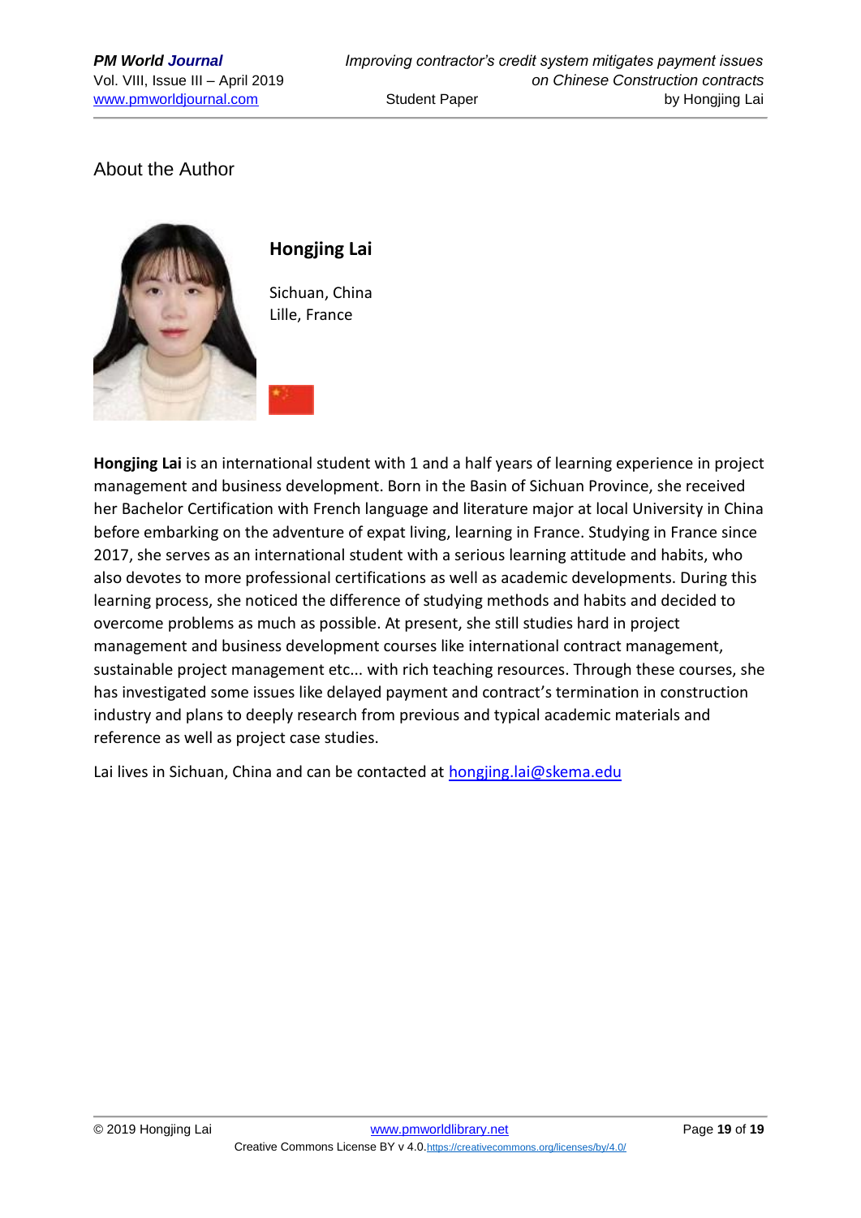## About the Author

**Hongjing Lai**

Sichuan, China
Lille, France

**Hongjing Lai** is an international student with 1 and a half years of learning experience in project management and business development. Born in the Basin of Sichuan Province, she received her Bachelor Certification with French language and literature major at local University in China before embarking on the adventure of expat living, learning in France. Studying in France since 2017, she serves as an international student with a serious learning attitude and habits, who also devotes to more professional certifications as well as academic developments. During this learning process, she noticed the difference of studying methods and habits and decided to overcome problems as much as possible. At present, she still studies hard in project management and business development courses like international contract management, sustainable project management etc... with rich teaching resources. Through these courses, she has investigated some issues like delayed payment and contract's termination in construction industry and plans to deeply research from previous and typical academic materials and reference as well as project case studies.

Lai lives in Sichuan, China and can be contacted at hongjing.lai@skema.edu